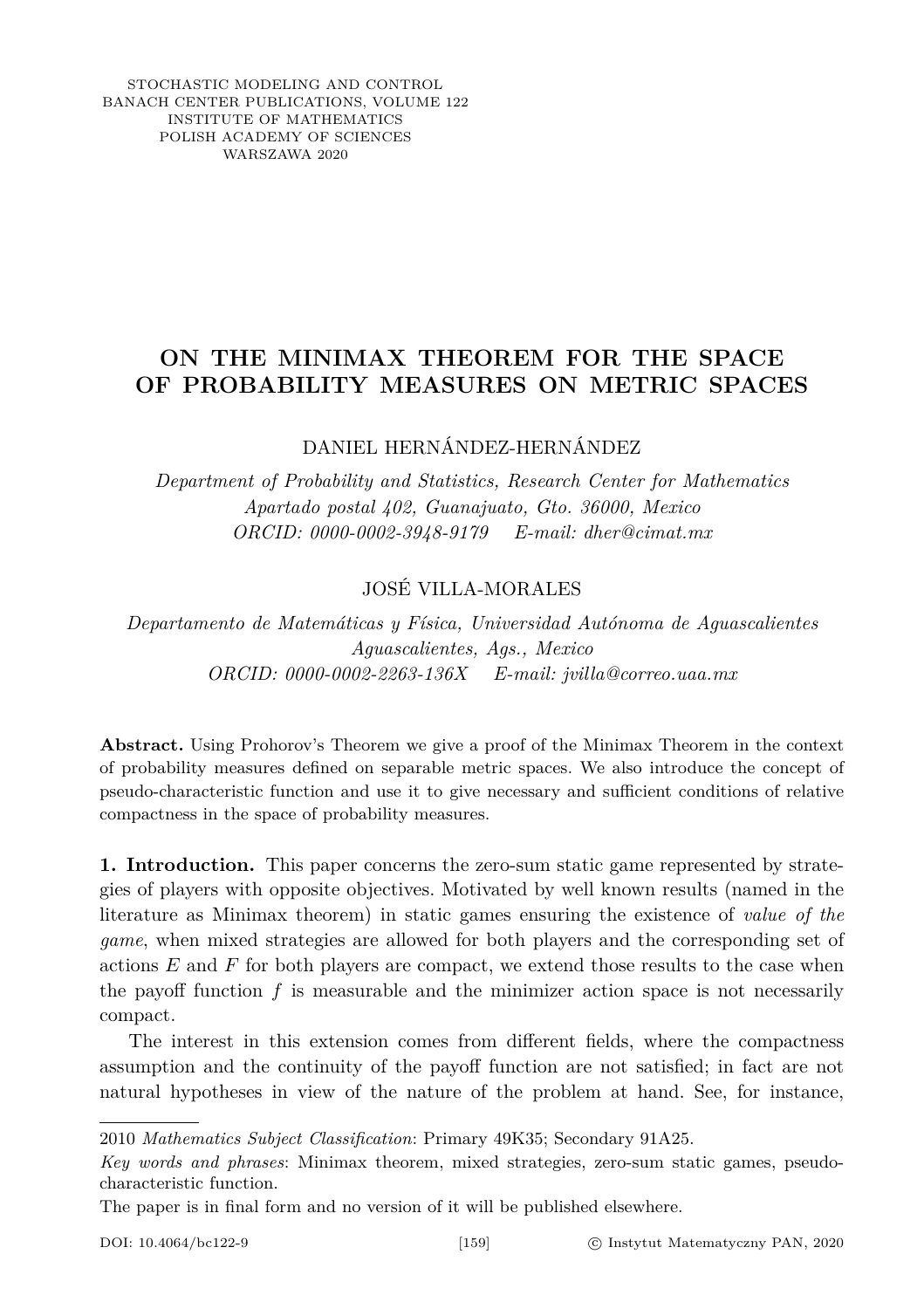STOCHASTIC MODELING AND CONTROL
BANACH CENTER PUBLICATIONS, VOLUME 122
INSTITUTE OF MATHEMATICS
POLISH ACADEMY OF SCIENCES
WARSZAWA 2020

# ON THE MINIMAX THEOREM FOR THE SPACE OF PROBABILITY MEASURES ON METRIC SPACES

DANIEL HERNÁNDEZ-HERNÁNDEZ

*Department of Probability and Statistics, Research Center for Mathematics*
*Apartado postal 402, Guanajuato, Gto. 36000, Mexico*
*ORCID: 0000-0002-3948-9179 E-mail: dher@cimat.mx*

JOSÉ VILLA-MORALES

*Departamento de Matemáticas y Física, Universidad Autónoma de Aguascalientes*
*Aguascalientes, Ags., Mexico*
*ORCID: 0000-0002-2263-136X E-mail: jvilla@correo.uaa.mx*

**Abstract.** Using Prohorov's Theorem we give a proof of the Minimax Theorem in the context of probability measures defined on separable metric spaces. We also introduce the concept of pseudo-characteristic function and use it to give necessary and sufficient conditions of relative compactness in the space of probability measures.

**1. Introduction.** This paper concerns the zero-sum static game represented by strategies of players with opposite objectives. Motivated by well known results (named in the literature as Minimax theorem) in static games ensuring the existence of *value of the game*, when mixed strategies are allowed for both players and the corresponding set of actions $E$ and $F$ for both players are compact, we extend those results to the case when the payoff function $f$ is measurable and the minimizer action space is not necessarily compact.

The interest in this extension comes from different fields, where the compactness assumption and the continuity of the payoff function are not satisfied; in fact are not natural hypotheses in view of the nature of the problem at hand. See, for instance,

---

2010 *Mathematics Subject Classification*: Primary 49K35; Secondary 91A25.

*Key words and phrases*: Minimax theorem, mixed strategies, zero-sum static games, pseudo-characteristic function.

The paper is in final form and no version of it will be published elsewhere.

DOI: 10.4064/bc122-9 © Instytut Matematyczny PAN, 2020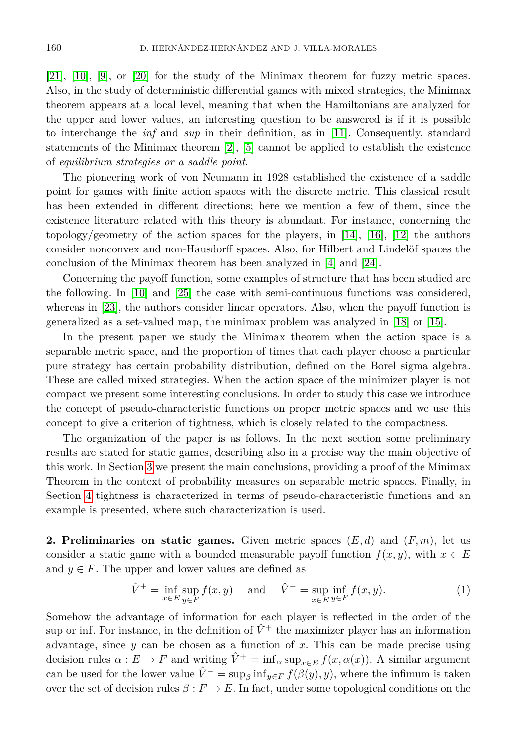[21], [10], [9], or [20] for the study of the Minimax theorem for fuzzy metric spaces. Also, in the study of deterministic differential games with mixed strategies, the Minimax theorem appears at a local level, meaning that when the Hamiltonians are analyzed for the upper and lower values, an interesting question to be answered is if it is possible to interchange the *inf* and *sup* in their definition, as in [11]. Consequently, standard statements of the Minimax theorem [2], [5] cannot be applied to establish the existence of *equilibrium strategies or a saddle point*.

The pioneering work of von Neumann in 1928 established the existence of a saddle point for games with finite action spaces with the discrete metric. This classical result has been extended in different directions; here we mention a few of them, since the existence literature related with this theory is abundant. For instance, concerning the topology/geometry of the action spaces for the players, in [14], [16], [12] the authors consider nonconvex and non-Hausdorff spaces. Also, for Hilbert and Lindelöf spaces the conclusion of the Minimax theorem has been analyzed in [4] and [24].

Concerning the payoff function, some examples of structure that has been studied are the following. In [10] and [25] the case with semi-continuous functions was considered, whereas in [23], the authors consider linear operators. Also, when the payoff function is generalized as a set-valued map, the minimax problem was analyzed in [18] or [15].

In the present paper we study the Minimax theorem when the action space is a separable metric space, and the proportion of times that each player choose a particular pure strategy has certain probability distribution, defined on the Borel sigma algebra. These are called mixed strategies. When the action space of the minimizer player is not compact we present some interesting conclusions. In order to study this case we introduce the concept of pseudo-characteristic functions on proper metric spaces and we use this concept to give a criterion of tightness, which is closely related to the compactness.

The organization of the paper is as follows. In the next section some preliminary results are stated for static games, describing also in a precise way the main objective of this work. In Section 3 we present the main conclusions, providing a proof of the Minimax Theorem in the context of probability measures on separable metric spaces. Finally, in Section 4 tightness is characterized in terms of pseudo-characteristic functions and an example is presented, where such characterization is used.

**2. Preliminaries on static games.** Given metric spaces $(E, d)$ and $(F, m)$, let us consider a static game with a bounded measurable payoff function $f(x, y)$, with $x \in E$ and $y \in F$. The upper and lower values are defined as

$$\hat{V}^+ = \inf_{x\in E} \sup_{y\in F} f(x, y) \quad \text{ and } \quad \hat{V}^- = \sup_{x\in E} \inf_{y\in F} f(x, y). \tag{1}$$

Somehow the advantage of information for each player is reflected in the order of the sup or inf. For instance, in the definition of $\hat{V}^+$ the maximizer player has an information advantage, since $y$ can be chosen as a function of $x$. This can be made precise using decision rules $\alpha : E \to F$ and writing $\hat{V}^+ = \inf_\alpha \sup_{x\in E} f(x, \alpha(x))$. A similar argument can be used for the lower value $\hat{V}^- = \sup_\beta \inf_{y\in F} f(\beta(y), y)$, where the infimum is taken over the set of decision rules $\beta : F \to E$. In fact, under some topological conditions on the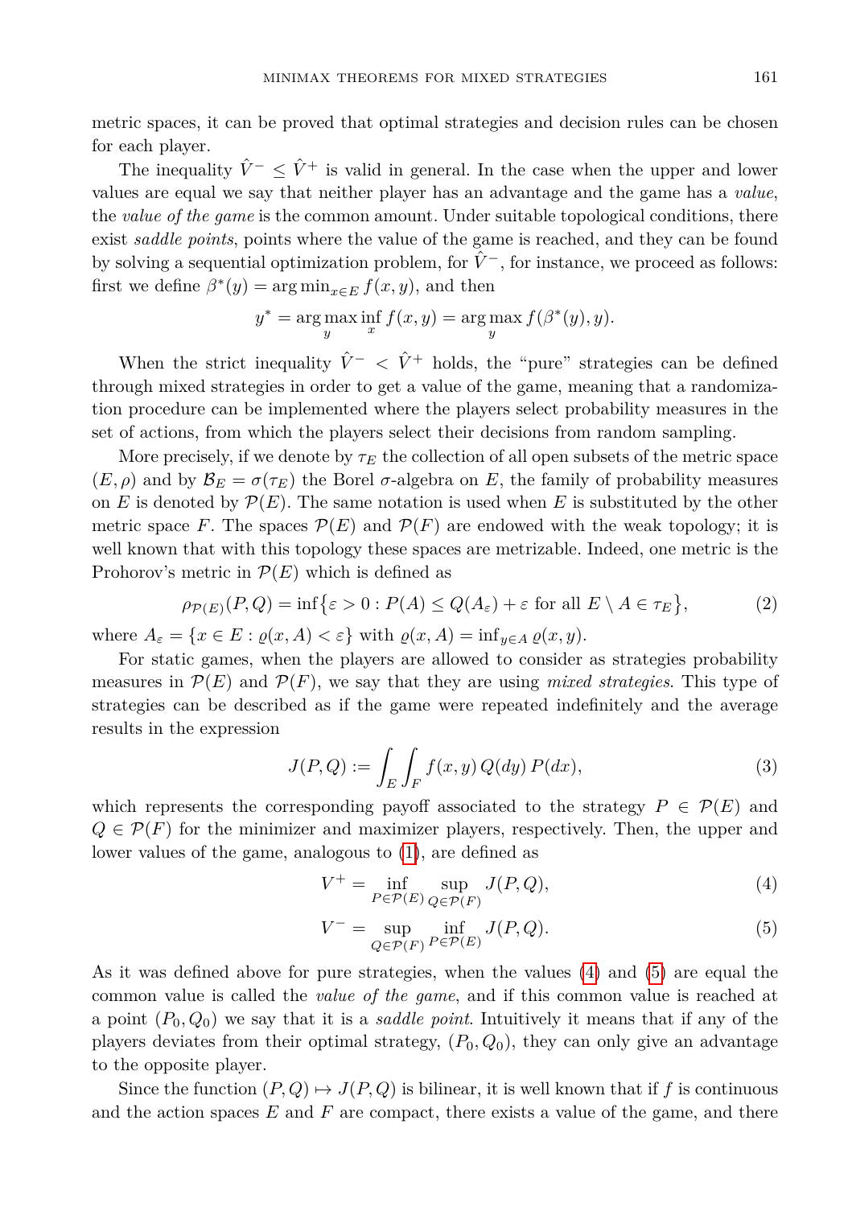metric spaces, it can be proved that optimal strategies and decision rules can be chosen for each player.

The inequality $\hat{V}^- \leq \hat{V}^+$ is valid in general. In the case when the upper and lower values are equal we say that neither player has an advantage and the game has a *value*, the *value of the game* is the common amount. Under suitable topological conditions, there exist *saddle points*, points where the value of the game is reached, and they can be found by solving a sequential optimization problem, for $\hat{V}^-$, for instance, we proceed as follows: first we define $\beta^*(y) = \arg\min_{x\in E} f(x,y)$, and then

$$y^* = \arg\max_y \inf_x f(x,y) = \arg\max_y f(\beta^*(y), y).$$

When the strict inequality $\hat{V}^- < \hat{V}^+$ holds, the "pure" strategies can be defined through mixed strategies in order to get a value of the game, meaning that a randomization procedure can be implemented where the players select probability measures in the set of actions, from which the players select their decisions from random sampling.

More precisely, if we denote by $\tau_E$ the collection of all open subsets of the metric space $(E, \rho)$ and by $\mathcal{B}_E = \sigma(\tau_E)$ the Borel $\sigma$-algebra on $E$, the family of probability measures on $E$ is denoted by $\mathcal{P}(E)$. The same notation is used when $E$ is substituted by the other metric space $F$. The spaces $\mathcal{P}(E)$ and $\mathcal{P}(F)$ are endowed with the weak topology; it is well known that with this topology these spaces are metrizable. Indeed, one metric is the Prohorov's metric in $\mathcal{P}(E)$ which is defined as

$$\rho_{\mathcal{P}(E)}(P,Q) = \inf\{\varepsilon > 0 : P(A) \leq Q(A_\varepsilon) + \varepsilon \text{ for all } E \setminus A \in \tau_E\}, \tag{2}$$

where $A_\varepsilon = \{x \in E : \varrho(x, A) < \varepsilon\}$ with $\varrho(x, A) = \inf_{y\in A} \varrho(x, y)$.

For static games, when the players are allowed to consider as strategies probability measures in $\mathcal{P}(E)$ and $\mathcal{P}(F)$, we say that they are using *mixed strategies*. This type of strategies can be described as if the game were repeated indefinitely and the average results in the expression

$$J(P,Q) := \int_E \int_F f(x,y)\, Q(dy)\, P(dx), \tag{3}$$

which represents the corresponding payoff associated to the strategy $P \in \mathcal{P}(E)$ and $Q \in \mathcal{P}(F)$ for the minimizer and maximizer players, respectively. Then, the upper and lower values of the game, analogous to (1), are defined as

$$V^+ = \inf_{P\in\mathcal{P}(E)} \sup_{Q\in\mathcal{P}(F)} J(P,Q), \tag{4}$$

$$V^- = \sup_{Q\in\mathcal{P}(F)} \inf_{P\in\mathcal{P}(E)} J(P,Q). \tag{5}$$

As it was defined above for pure strategies, when the values (4) and (5) are equal the common value is called the *value of the game*, and if this common value is reached at a point $(P_0, Q_0)$ we say that it is a *saddle point*. Intuitively it means that if any of the players deviates from their optimal strategy, $(P_0, Q_0)$, they can only give an advantage to the opposite player.

Since the function $(P,Q) \mapsto J(P,Q)$ is bilinear, it is well known that if $f$ is continuous and the action spaces $E$ and $F$ are compact, there exists a value of the game, and there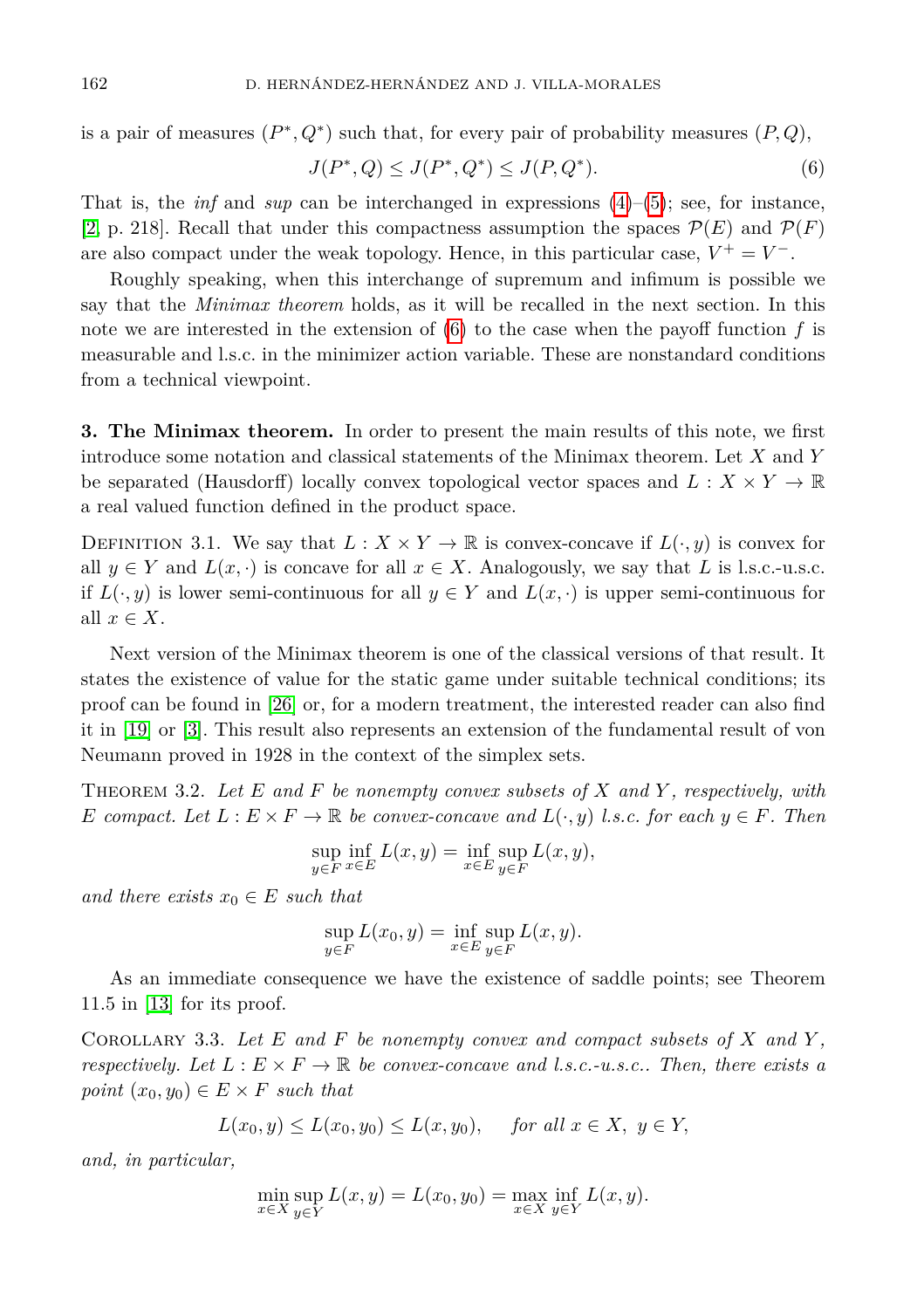is a pair of measures $(P^*, Q^*)$ such that, for every pair of probability measures $(P, Q)$,

$$J(P^*, Q) \leq J(P^*, Q^*) \leq J(P, Q^*). \tag{6}$$

That is, the *inf* and *sup* can be interchanged in expressions (4)–(5); see, for instance, [2, p. 218]. Recall that under this compactness assumption the spaces $\mathcal{P}(E)$ and $\mathcal{P}(F)$ are also compact under the weak topology. Hence, in this particular case, $V^+ = V^-$.

Roughly speaking, when this interchange of supremum and infimum is possible we say that the *Minimax theorem* holds, as it will be recalled in the next section. In this note we are interested in the extension of (6) to the case when the payoff function $f$ is measurable and l.s.c. in the minimizer action variable. These are nonstandard conditions from a technical viewpoint.

**3. The Minimax theorem.** In order to present the main results of this note, we first introduce some notation and classical statements of the Minimax theorem. Let $X$ and $Y$ be separated (Hausdorff) locally convex topological vector spaces and $L : X \times Y \to \mathbb{R}$ a real valued function defined in the product space.

Definition 3.1. We say that $L : X \times Y \to \mathbb{R}$ is convex-concave if $L(\cdot, y)$ is convex for all $y \in Y$ and $L(x, \cdot)$ is concave for all $x \in X$. Analogously, we say that $L$ is l.s.c.-u.s.c. if $L(\cdot, y)$ is lower semi-continuous for all $y \in Y$ and $L(x, \cdot)$ is upper semi-continuous for all $x \in X$.

Next version of the Minimax theorem is one of the classical versions of that result. It states the existence of value for the static game under suitable technical conditions; its proof can be found in [26] or, for a modern treatment, the interested reader can also find it in [19] or [3]. This result also represents an extension of the fundamental result of von Neumann proved in 1928 in the context of the simplex sets.

Theorem 3.2. *Let $E$ and $F$ be nonempty convex subsets of $X$ and $Y$, respectively, with $E$ compact. Let $L : E \times F \to \mathbb{R}$ be convex-concave and $L(\cdot, y)$ l.s.c. for each $y \in F$. Then*

$$\sup_{y \in F} \inf_{x \in E} L(x, y) = \inf_{x \in E} \sup_{y \in F} L(x, y),$$

*and there exists $x_0 \in E$ such that*

$$\sup_{y \in F} L(x_0, y) = \inf_{x \in E} \sup_{y \in F} L(x, y).$$

As an immediate consequence we have the existence of saddle points; see Theorem 11.5 in [13] for its proof.

Corollary 3.3. *Let $E$ and $F$ be nonempty convex and compact subsets of $X$ and $Y$, respectively. Let $L : E \times F \to \mathbb{R}$ be convex-concave and l.s.c.-u.s.c.. Then, there exists a point $(x_0, y_0) \in E \times F$ such that*

$$L(x_0, y) \leq L(x_0, y_0) \leq L(x, y_0), \quad \text{for all } x \in X, \ y \in Y,$$

*and, in particular,*

$$\min_{x \in X} \sup_{y \in Y} L(x, y) = L(x_0, y_0) = \max_{x \in X} \inf_{y \in Y} L(x, y).$$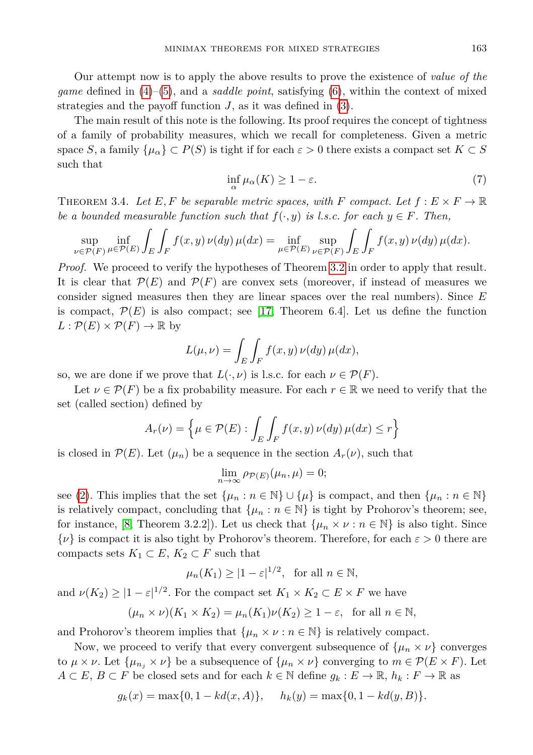Our attempt now is to apply the above results to prove the existence of *value of the game* defined in (4)–(5), and a *saddle point*, satisfying (6), within the context of mixed strategies and the payoff function $J$, as it was defined in (3).

The main result of this note is the following. Its proof requires the concept of tightness of a family of probability measures, which we recall for completeness. Given a metric space $S$, a family $\{\mu_\alpha\} \subset P(S)$ is tight if for each $\varepsilon > 0$ there exists a compact set $K \subset S$ such that

$$\inf_{\alpha} \mu_\alpha(K) \geq 1 - \varepsilon. \tag{7}$$

Theorem 3.4. *Let $E, F$ be separable metric spaces, with $F$ compact. Let $f : E \times F \to \mathbb{R}$ be a bounded measurable function such that $f(\cdot, y)$ is l.s.c. for each $y \in F$. Then,*

$$\sup_{\nu \in \mathcal{P}(F)} \inf_{\mu \in \mathcal{P}(E)} \int_E \int_F f(x,y)\, \nu(dy)\, \mu(dx) = \inf_{\mu \in \mathcal{P}(E)} \sup_{\nu \in \mathcal{P}(F)} \int_E \int_F f(x,y)\, \nu(dy)\, \mu(dx).$$

*Proof.* We proceed to verify the hypotheses of Theorem 3.2 in order to apply that result. It is clear that $\mathcal{P}(E)$ and $\mathcal{P}(F)$ are convex sets (moreover, if instead of measures we consider signed measures then they are linear spaces over the real numbers). Since $E$ is compact, $\mathcal{P}(E)$ is also compact; see [17, Theorem 6.4]. Let us define the function $L : \mathcal{P}(E) \times \mathcal{P}(F) \to \mathbb{R}$ by

$$L(\mu, \nu) = \int_E \int_F f(x,y)\, \nu(dy)\, \mu(dx),$$

so, we are done if we prove that $L(\cdot, \nu)$ is l.s.c. for each $\nu \in \mathcal{P}(F)$.

Let $\nu \in \mathcal{P}(F)$ be a fix probability measure. For each $r \in \mathbb{R}$ we need to verify that the set (called section) defined by

$$A_r(\nu) = \Big\{ \mu \in \mathcal{P}(E) : \int_E \int_F f(x,y)\, \nu(dy)\, \mu(dx) \leq r \Big\}$$

is closed in $\mathcal{P}(E)$. Let $(\mu_n)$ be a sequence in the section $A_r(\nu)$, such that

$$\lim_{n \to \infty} \rho_{\mathcal{P}(E)}(\mu_n, \mu) = 0;$$

see (2). This implies that the set $\{\mu_n : n \in \mathbb{N}\} \cup \{\mu\}$ is compact, and then $\{\mu_n : n \in \mathbb{N}\}$ is relatively compact, concluding that $\{\mu_n : n \in \mathbb{N}\}$ is tight by Prohorov's theorem; see, for instance, [8, Theorem 3.2.2]). Let us check that $\{\mu_n \times \nu : n \in \mathbb{N}\}$ is also tight. Since $\{\nu\}$ is compact it is also tight by Prohorov's theorem. Therefore, for each $\varepsilon > 0$ there are compacts sets $K_1 \subset E$, $K_2 \subset F$ such that

$$\mu_n(K_1) \geq |1 - \varepsilon|^{1/2}, \text{ for all } n \in \mathbb{N},$$

and $\nu(K_2) \geq |1 - \varepsilon|^{1/2}$. For the compact set $K_1 \times K_2 \subset E \times F$ we have

$$(\mu_n \times \nu)(K_1 \times K_2) = \mu_n(K_1)\nu(K_2) \geq 1 - \varepsilon, \text{ for all } n \in \mathbb{N},$$

and Prohorov's theorem implies that $\{\mu_n \times \nu : n \in \mathbb{N}\}$ is relatively compact.

Now, we proceed to verify that every convergent subsequence of $\{\mu_n \times \nu\}$ converges to $\mu \times \nu$. Let $\{\mu_{n_j} \times \nu\}$ be a subsequence of $\{\mu_n \times \nu\}$ converging to $m \in \mathcal{P}(E \times F)$. Let $A \subset E$, $B \subset F$ be closed sets and for each $k \in \mathbb{N}$ define $g_k : E \to \mathbb{R}$, $h_k : F \to \mathbb{R}$ as

$$g_k(x) = \max\{0, 1 - k d(x, A)\}, \qquad h_k(y) = \max\{0, 1 - k d(y, B)\}.$$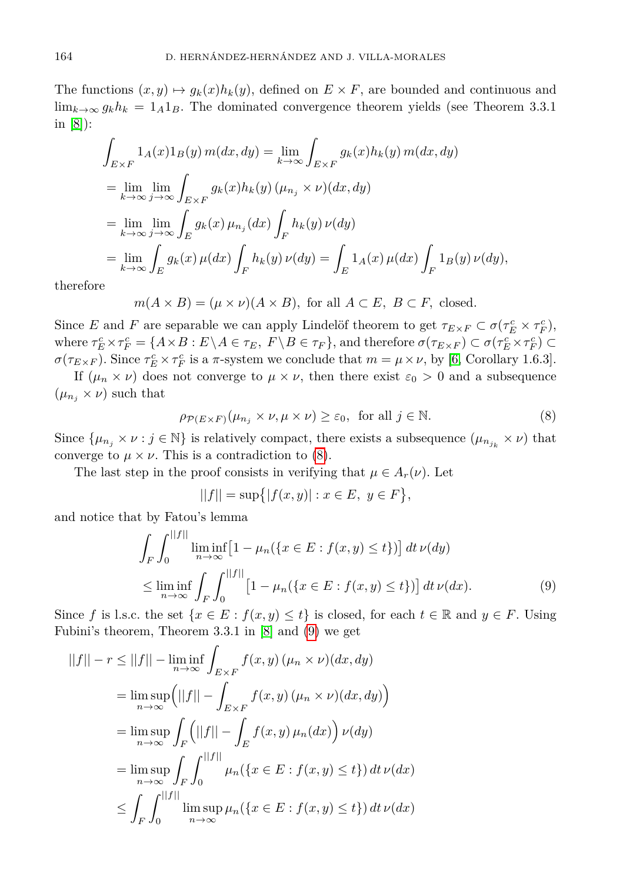The functions $(x, y) \mapsto g_k(x)h_k(y)$, defined on $E \times F$, are bounded and continuous and $\lim_{k\to\infty} g_k h_k = 1_A 1_B$. The dominated convergence theorem yields (see Theorem 3.3.1 in [8]):

$$
\begin{aligned}
&\int_{E\times F} 1_A(x)1_B(y)\, m(dx, dy) = \lim_{k\to\infty} \int_{E\times F} g_k(x)h_k(y)\, m(dx, dy) \\
&= \lim_{k\to\infty} \lim_{j\to\infty} \int_{E\times F} g_k(x)h_k(y)\, (\mu_{n_j} \times \nu)(dx, dy) \\
&= \lim_{k\to\infty} \lim_{j\to\infty} \int_E g_k(x)\, \mu_{n_j}(dx) \int_F h_k(y)\, \nu(dy) \\
&= \lim_{k\to\infty} \int_E g_k(x)\, \mu(dx) \int_F h_k(y)\, \nu(dy) = \int_E 1_A(x)\, \mu(dx) \int_F 1_B(y)\, \nu(dy),
\end{aligned}
$$

therefore

$$
m(A \times B) = (\mu \times \nu)(A \times B), \text{ for all } A \subset E,\ B \subset F, \text{ closed.}
$$

Since $E$ and $F$ are separable we can apply Lindelöf theorem to get $\tau_{E\times F} \subset \sigma(\tau_E^c \times \tau_F^c)$, where $\tau_E^c \times \tau_F^c = \{A \times B : E\setminus A \in \tau_E,\ F\setminus B \in \tau_F\}$, and therefore $\sigma(\tau_{E\times F}) \subset \sigma(\tau_E^c \times \tau_F^c) \subset \sigma(\tau_{E\times F})$. Since $\tau_E^c \times \tau_F^c$ is a $\pi$-system we conclude that $m = \mu \times \nu$, by [6, Corollary 1.6.3].

If $(\mu_n \times \nu)$ does not converge to $\mu \times \nu$, then there exist $\varepsilon_0 > 0$ and a subsequence $(\mu_{n_j} \times \nu)$ such that

$$
\rho_{\mathcal{P}(E\times F)}(\mu_{n_j} \times \nu, \mu \times \nu) \geq \varepsilon_0, \text{ for all } j \in \mathbb{N}. \tag{8}
$$

Since $\{\mu_{n_j} \times \nu : j \in \mathbb{N}\}$ is relatively compact, there exists a subsequence $(\mu_{n_{j_k}} \times \nu)$ that converge to $\mu \times \nu$. This is a contradiction to (8).

The last step in the proof consists in verifying that $\mu \in A_r(\nu)$. Let

$$
||f|| = \sup\{|f(x, y)| : x \in E,\ y \in F\},
$$

and notice that by Fatou's lemma

$$
\begin{aligned}
&\int_F \int_0^{||f||} \liminf_{n\to\infty} \big[1 - \mu_n(\{x \in E : f(x, y) \leq t\})\big]\, dt\, \nu(dy) \\
&\leq \liminf_{n\to\infty} \int_F \int_0^{||f||} \big[1 - \mu_n(\{x \in E : f(x, y) \leq t\})\big]\, dt\, \nu(dx).
\end{aligned} \tag{9}
$$

Since $f$ is l.s.c. the set $\{x \in E : f(x, y) \leq t\}$ is closed, for each $t \in \mathbb{R}$ and $y \in F$. Using Fubini's theorem, Theorem 3.3.1 in [8] and (9) we get

$$
\begin{aligned}
||f|| - r &\leq ||f|| - \liminf_{n\to\infty} \int_{E\times F} f(x, y)\, (\mu_n \times \nu)(dx, dy) \\
&= \limsup_{n\to\infty} \Big( ||f|| - \int_{E\times F} f(x, y)\, (\mu_n \times \nu)(dx, dy) \Big) \\
&= \limsup_{n\to\infty} \int_F \Big( ||f|| - \int_E f(x, y)\, \mu_n(dx) \Big)\, \nu(dy) \\
&= \limsup_{n\to\infty} \int_F \int_0^{||f||} \mu_n(\{x \in E : f(x, y) \leq t\})\, dt\, \nu(dx) \\
&\leq \int_F \int_0^{||f||} \limsup_{n\to\infty} \mu_n(\{x \in E : f(x, y) \leq t\})\, dt\, \nu(dx)
\end{aligned}
$$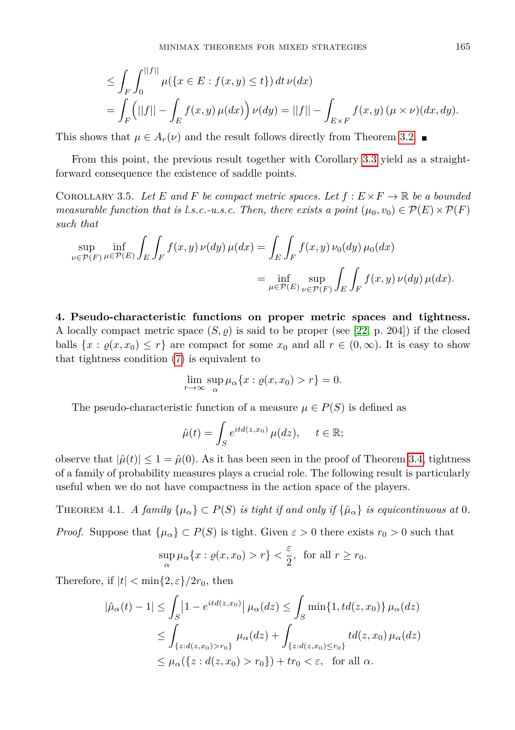$$
\leq \int_F \int_0^{||f||} \mu(\{x \in E : f(x,y) \leq t\})\, dt\, \nu(dx)
$$

$$
= \int_F \Big( ||f|| - \int_E f(x,y)\, \mu(dx) \Big)\, \nu(dy) = ||f|| - \int_{E\times F} f(x,y)\, (\mu \times \nu)(dx, dy).
$$

This shows that $\mu \in A_r(\nu)$ and the result follows directly from Theorem 3.2. ∎

From this point, the previous result together with Corollary 3.3 yield as a straightforward consequence the existence of saddle points.

Corollary 3.5. *Let $E$ and $F$ be compact metric spaces. Let $f : E \times F \to \mathbb{R}$ be a bounded measurable function that is l.s.c.-u.s.c. Then, there exists a point $(\mu_0, v_0) \in \mathcal{P}(E) \times \mathcal{P}(F)$ such that*

$$
\sup_{\nu \in \mathcal{P}(F)} \inf_{\mu \in \mathcal{P}(E)} \int_E \int_F f(x,y)\, \nu(dy)\, \mu(dx) = \int_E \int_F f(x,y)\, \nu_0(dy)\, \mu_0(dx)
$$

$$
= \inf_{\mu \in \mathcal{P}(E)} \sup_{\nu \in \mathcal{P}(F)} \int_E \int_F f(x,y)\, \nu(dy)\, \mu(dx).
$$

**4. Pseudo-characteristic functions on proper metric spaces and tightness.** A locally compact metric space $(S, \varrho)$ is said to be proper (see [22, p. 204]) if the closed balls $\{x : \varrho(x, x_0) \leq r\}$ are compact for some $x_0$ and all $r \in (0, \infty)$. It is easy to show that tightness condition (7) is equivalent to

$$
\lim_{r\to\infty} \sup_\alpha \mu_\alpha\{x : \varrho(x, x_0) > r\} = 0.
$$

The pseudo-characteristic function of a measure $\mu \in P(S)$ is defined as

$$
\hat{\mu}(t) = \int_S e^{itd(z,x_0)}\, \mu(dz), \qquad t \in \mathbb{R};
$$

observe that $|\hat{\mu}(t)| \leq 1 = \hat{\mu}(0)$. As it has been seen in the proof of Theorem 3.4, tightness of a family of probability measures plays a crucial role. The following result is particularly useful when we do not have compactness in the action space of the players.

Theorem 4.1. *A family $\{\mu_\alpha\} \subset P(S)$ is tight if and only if $\{\hat{\mu}_\alpha\}$ is equicontinuous at $0$.*

*Proof.* Suppose that $\{\mu_\alpha\} \subset P(S)$ is tight. Given $\varepsilon > 0$ there exists $r_0 > 0$ such that

$$
\sup_\alpha \mu_\alpha\{x : \varrho(x, x_0) > r\} < \frac{\varepsilon}{2}, \ \text{ for all } r \geq r_0.
$$

Therefore, if $|t| < \min\{2, \varepsilon\}/2r_0$, then

$$
|\hat{\mu}_\alpha(t) - 1| \leq \int_S \big|1 - e^{itd(z,x_0)}\big|\, \mu_\alpha(dz) \leq \int_S \min\{1, td(z,x_0)\}\, \mu_\alpha(dz)
$$

$$
\leq \int_{\{z : d(z,x_0) > r_0\}} \mu_\alpha(dz) + \int_{\{z : d(z,x_0) \leq r_0\}} td(z,x_0)\, \mu_\alpha(dz)
$$

$$
\leq \mu_\alpha(\{z : d(z,x_0) > r_0\}) + tr_0 < \varepsilon, \quad \text{for all } \alpha.
$$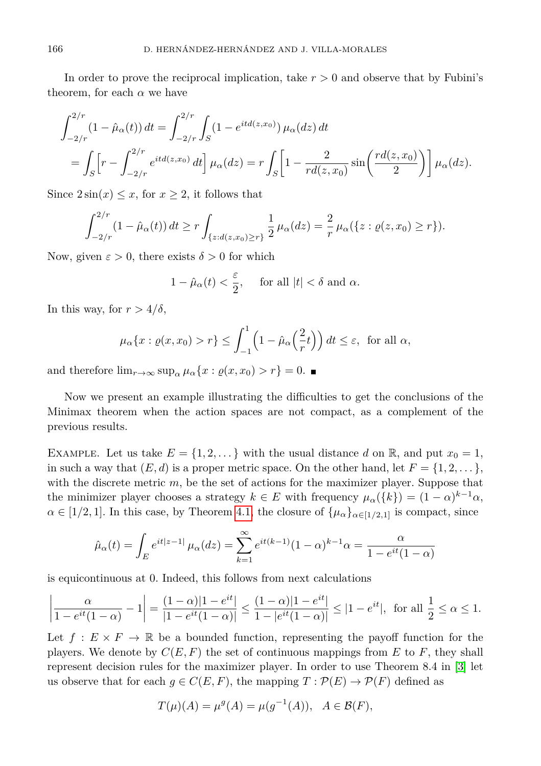In order to prove the reciprocal implication, take $r > 0$ and observe that by Fubini's theorem, for each $\alpha$ we have

$$\int_{-2/r}^{2/r} (1 - \hat{\mu}_\alpha(t))\, dt = \int_{-2/r}^{2/r} \int_S (1 - e^{itd(z,x_0)})\, \mu_\alpha(dz)\, dt$$
$$= \int_S \Big[ r - \int_{-2/r}^{2/r} e^{itd(z,x_0)}\, dt \Big]\, \mu_\alpha(dz) = r \int_S \Big[ 1 - \frac{2}{rd(z,x_0)} \sin\Big( \frac{rd(z,x_0)}{2} \Big) \Big]\, \mu_\alpha(dz).$$

Since $2\sin(x) \leq x$, for $x \geq 2$, it follows that

$$\int_{-2/r}^{2/r} (1 - \hat{\mu}_\alpha(t))\, dt \geq r \int_{\{z : d(z,x_0) \geq r\}} \frac{1}{2}\, \mu_\alpha(dz) = \frac{2}{r}\, \mu_\alpha(\{z : \varrho(z,x_0) \geq r\}).$$

Now, given $\varepsilon > 0$, there exists $\delta > 0$ for which

$$1 - \hat{\mu}_\alpha(t) < \frac{\varepsilon}{2}, \quad \text{ for all } |t| < \delta \text{ and } \alpha.$$

In this way, for $r > 4/\delta$,

$$\mu_\alpha\{x : \varrho(x,x_0) > r\} \leq \int_{-1}^{1} \Big( 1 - \hat{\mu}_\alpha\Big( \frac{2}{r} t \Big) \Big)\, dt \leq \varepsilon, \text{ for all } \alpha,$$

and therefore $\lim_{r\to\infty} \sup_\alpha \mu_\alpha\{x : \varrho(x,x_0) > r\} = 0$. ∎

Now we present an example illustrating the difficulties to get the conclusions of the Minimax theorem when the action spaces are not compact, as a complement of the previous results.

Example. Let us take $E = \{1, 2, \dots\}$ with the usual distance $d$ on $\mathbb{R}$, and put $x_0 = 1$, in such a way that $(E, d)$ is a proper metric space. On the other hand, let $F = \{1, 2, \dots\}$, with the discrete metric $m$, be the set of actions for the maximizer player. Suppose that the minimizer player chooses a strategy $k \in E$ with frequency $\mu_\alpha(\{k\}) = (1 - \alpha)^{k-1}\alpha$, $\alpha \in [1/2, 1]$. In this case, by Theorem 4.1, the closure of $\{\mu_\alpha\}_{\alpha\in[1/2,1]}$ is compact, since

$$\hat{\mu}_\alpha(t) = \int_E e^{it|z-1|}\, \mu_\alpha(dz) = \sum_{k=1}^{\infty} e^{it(k-1)}(1-\alpha)^{k-1}\alpha = \frac{\alpha}{1 - e^{it}(1-\alpha)}$$

is equicontinuous at 0. Indeed, this follows from next calculations

$$\left| \frac{\alpha}{1 - e^{it}(1-\alpha)} - 1 \right| = \frac{(1-\alpha)|1 - e^{it}|}{|1 - e^{it}(1-\alpha)|} \leq \frac{(1-\alpha)|1 - e^{it}|}{1 - |e^{it}(1-\alpha)|} \leq |1 - e^{it}|, \text{ for all } \frac{1}{2} \leq \alpha \leq 1.$$

Let $f : E \times F \to \mathbb{R}$ be a bounded function, representing the payoff function for the players. We denote by $C(E, F)$ the set of continuous mappings from $E$ to $F$, they shall represent decision rules for the maximizer player. In order to use Theorem 8.4 in [3] let us observe that for each $g \in C(E, F)$, the mapping $T : \mathcal{P}(E) \to \mathcal{P}(F)$ defined as

$$T(\mu)(A) = \mu^g(A) = \mu(g^{-1}(A)), \quad A \in \mathcal{B}(F),$$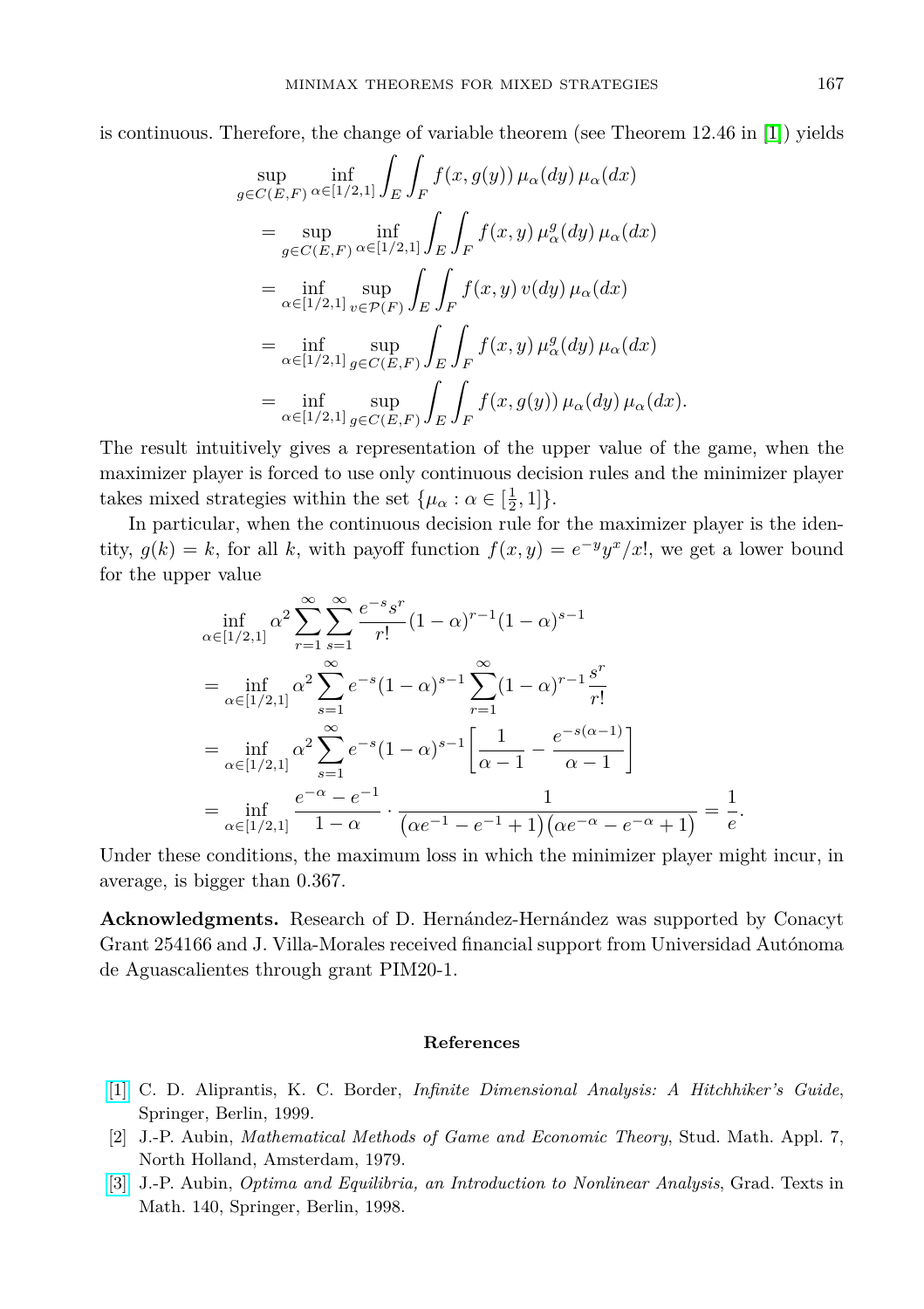is continuous. Therefore, the change of variable theorem (see Theorem 12.46 in [1]) yields

$$
\begin{aligned}
&\sup_{g\in C(E,F)} \inf_{\alpha\in[1/2,1]} \int_E \int_F f(x, g(y))\, \mu_\alpha(dy)\, \mu_\alpha(dx) \\
&= \sup_{g\in C(E,F)} \inf_{\alpha\in[1/2,1]} \int_E \int_F f(x, y)\, \mu_\alpha^g(dy)\, \mu_\alpha(dx) \\
&= \inf_{\alpha\in[1/2,1]} \sup_{v\in\mathcal{P}(F)} \int_E \int_F f(x, y)\, v(dy)\, \mu_\alpha(dx) \\
&= \inf_{\alpha\in[1/2,1]} \sup_{g\in C(E,F)} \int_E \int_F f(x, y)\, \mu_\alpha^g(dy)\, \mu_\alpha(dx) \\
&= \inf_{\alpha\in[1/2,1]} \sup_{g\in C(E,F)} \int_E \int_F f(x, g(y))\, \mu_\alpha(dy)\, \mu_\alpha(dx).
\end{aligned}
$$

The result intuitively gives a representation of the upper value of the game, when the maximizer player is forced to use only continuous decision rules and the minimizer player takes mixed strategies within the set $\{\mu_\alpha : \alpha \in [\frac{1}{2}, 1]\}$.

In particular, when the continuous decision rule for the maximizer player is the identity, $g(k) = k$, for all $k$, with payoff function $f(x, y) = e^{-y} y^x / x!$, we get a lower bound for the upper value

$$
\begin{aligned}
&\inf_{\alpha\in[1/2,1]} \alpha^2 \sum_{r=1}^{\infty} \sum_{s=1}^{\infty} \frac{e^{-s} s^r}{r!} (1-\alpha)^{r-1} (1-\alpha)^{s-1} \\
&= \inf_{\alpha\in[1/2,1]} \alpha^2 \sum_{s=1}^{\infty} e^{-s} (1-\alpha)^{s-1} \sum_{r=1}^{\infty} (1-\alpha)^{r-1} \frac{s^r}{r!} \\
&= \inf_{\alpha\in[1/2,1]} \alpha^2 \sum_{s=1}^{\infty} e^{-s} (1-\alpha)^{s-1} \left[ \frac{1}{\alpha - 1} - \frac{e^{-s(\alpha-1)}}{\alpha - 1} \right] \\
&= \inf_{\alpha\in[1/2,1]} \frac{e^{-\alpha} - e^{-1}}{1-\alpha} \cdot \frac{1}{\left(\alpha e^{-1} - e^{-1} + 1\right)\left(\alpha e^{-\alpha} - e^{-\alpha} + 1\right)} = \frac{1}{e}.
\end{aligned}
$$

Under these conditions, the maximum loss in which the minimizer player might incur, in average, is bigger than 0.367.

**Acknowledgments.** Research of D. Hernández-Hernández was supported by Conacyt Grant 254166 and J. Villa-Morales received financial support from Universidad Autónoma de Aguascalientes through grant PIM20-1.

## References

[1] C. D. Aliprantis, K. C. Border, *Infinite Dimensional Analysis: A Hitchhiker's Guide*, Springer, Berlin, 1999.

[2] J.-P. Aubin, *Mathematical Methods of Game and Economic Theory*, Stud. Math. Appl. 7, North Holland, Amsterdam, 1979.

[3] J.-P. Aubin, *Optima and Equilibria, an Introduction to Nonlinear Analysis*, Grad. Texts in Math. 140, Springer, Berlin, 1998.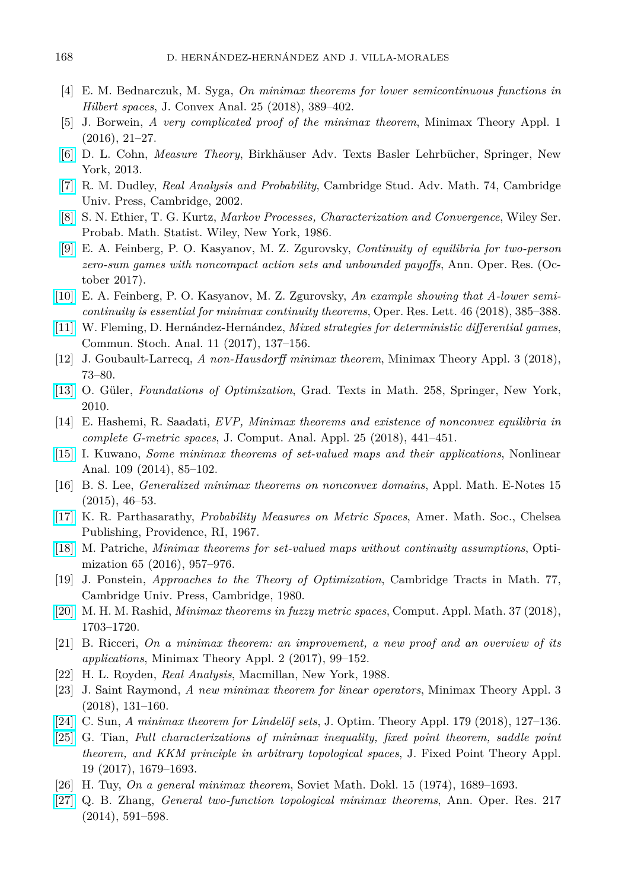- [4] E. M. Bednarczuk, M. Syga, *On minimax theorems for lower semicontinuous functions in Hilbert spaces*, J. Convex Anal. 25 (2018), 389–402.
- [5] J. Borwein, *A very complicated proof of the minimax theorem*, Minimax Theory Appl. 1 (2016), 21–27.
- [6] D. L. Cohn, *Measure Theory*, Birkhäuser Adv. Texts Basler Lehrbücher, Springer, New York, 2013.
- [7] R. M. Dudley, *Real Analysis and Probability*, Cambridge Stud. Adv. Math. 74, Cambridge Univ. Press, Cambridge, 2002.
- [8] S. N. Ethier, T. G. Kurtz, *Markov Processes, Characterization and Convergence*, Wiley Ser. Probab. Math. Statist. Wiley, New York, 1986.
- [9] E. A. Feinberg, P. O. Kasyanov, M. Z. Zgurovsky, *Continuity of equilibria for two-person zero-sum games with noncompact action sets and unbounded payoffs*, Ann. Oper. Res. (October 2017).
- [10] E. A. Feinberg, P. O. Kasyanov, M. Z. Zgurovsky, *An example showing that A-lower semicontinuity is essential for minimax continuity theorems*, Oper. Res. Lett. 46 (2018), 385–388.
- [11] W. Fleming, D. Hernández-Hernández, *Mixed strategies for deterministic differential games*, Commun. Stoch. Anal. 11 (2017), 137–156.
- [12] J. Goubault-Larrecq, *A non-Hausdorff minimax theorem*, Minimax Theory Appl. 3 (2018), 73–80.
- [13] O. Güler, *Foundations of Optimization*, Grad. Texts in Math. 258, Springer, New York, 2010.
- [14] E. Hashemi, R. Saadati, *EVP, Minimax theorems and existence of nonconvex equilibria in complete G-metric spaces*, J. Comput. Anal. Appl. 25 (2018), 441–451.
- [15] I. Kuwano, *Some minimax theorems of set-valued maps and their applications*, Nonlinear Anal. 109 (2014), 85–102.
- [16] B. S. Lee, *Generalized minimax theorems on nonconvex domains*, Appl. Math. E-Notes 15 (2015), 46–53.
- [17] K. R. Parthasarathy, *Probability Measures on Metric Spaces*, Amer. Math. Soc., Chelsea Publishing, Providence, RI, 1967.
- [18] M. Patriche, *Minimax theorems for set-valued maps without continuity assumptions*, Optimization 65 (2016), 957–976.
- [19] J. Ponstein, *Approaches to the Theory of Optimization*, Cambridge Tracts in Math. 77, Cambridge Univ. Press, Cambridge, 1980.
- [20] M. H. M. Rashid, *Minimax theorems in fuzzy metric spaces*, Comput. Appl. Math. 37 (2018), 1703–1720.
- [21] B. Ricceri, *On a minimax theorem: an improvement, a new proof and an overview of its applications*, Minimax Theory Appl. 2 (2017), 99–152.
- [22] H. L. Royden, *Real Analysis*, Macmillan, New York, 1988.
- [23] J. Saint Raymond, *A new minimax theorem for linear operators*, Minimax Theory Appl. 3 (2018), 131–160.
- [24] C. Sun, *A minimax theorem for Lindelöf sets*, J. Optim. Theory Appl. 179 (2018), 127–136.
- [25] G. Tian, *Full characterizations of minimax inequality, fixed point theorem, saddle point theorem, and KKM principle in arbitrary topological spaces*, J. Fixed Point Theory Appl. 19 (2017), 1679–1693.
- [26] H. Tuy, *On a general minimax theorem*, Soviet Math. Dokl. 15 (1974), 1689–1693.
- [27] Q. B. Zhang, *General two-function topological minimax theorems*, Ann. Oper. Res. 217 (2014), 591–598.